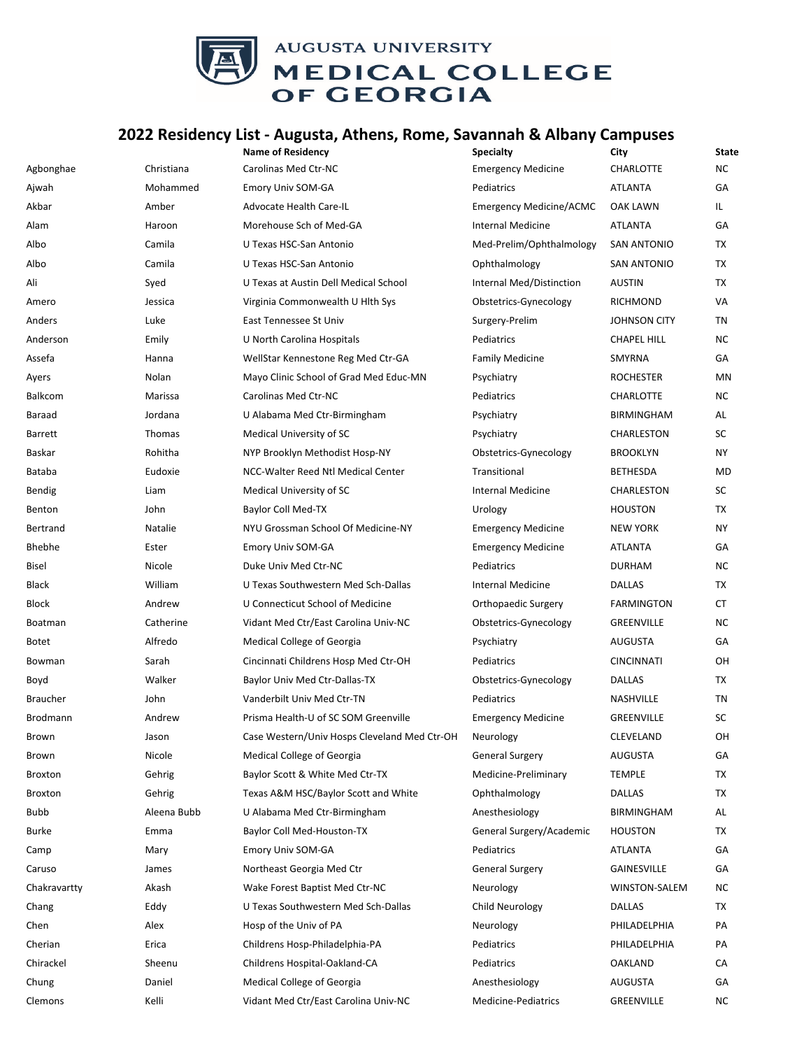AUGUSTA UNIVERSITY
MEDICAL COLLEGE OF GEORGIA

## 2022 Residency List - Augusta, Athens, Rome, Savannah & Albany Campuses

| | | Name of Residency | Specialty | City | State |
|---|---|---|---|---|---|
| Agbonghae | Christiana | Carolinas Med Ctr-NC | Emergency Medicine | CHARLOTTE | NC |
| Ajwah | Mohammed | Emory Univ SOM-GA | Pediatrics | ATLANTA | GA |
| Akbar | Amber | Advocate Health Care-IL | Emergency Medicine/ACMC | OAK LAWN | IL |
| Alam | Haroon | Morehouse Sch of Med-GA | Internal Medicine | ATLANTA | GA |
| Albo | Camila | U Texas HSC-San Antonio | Med-Prelim/Ophthalmology | SAN ANTONIO | TX |
| Albo | Camila | U Texas HSC-San Antonio | Ophthalmology | SAN ANTONIO | TX |
| Ali | Syed | U Texas at Austin Dell Medical School | Internal Med/Distinction | AUSTIN | TX |
| Amero | Jessica | Virginia Commonwealth U Hlth Sys | Obstetrics-Gynecology | RICHMOND | VA |
| Anders | Luke | East Tennessee St Univ | Surgery-Prelim | JOHNSON CITY | TN |
| Anderson | Emily | U North Carolina Hospitals | Pediatrics | CHAPEL HILL | NC |
| Assefa | Hanna | WellStar Kennestone Reg Med Ctr-GA | Family Medicine | SMYRNA | GA |
| Ayers | Nolan | Mayo Clinic School of Grad Med Educ-MN | Psychiatry | ROCHESTER | MN |
| Balkcom | Marissa | Carolinas Med Ctr-NC | Pediatrics | CHARLOTTE | NC |
| Baraad | Jordana | U Alabama Med Ctr-Birmingham | Psychiatry | BIRMINGHAM | AL |
| Barrett | Thomas | Medical University of SC | Psychiatry | CHARLESTON | SC |
| Baskar | Rohitha | NYP Brooklyn Methodist Hosp-NY | Obstetrics-Gynecology | BROOKLYN | NY |
| Bataba | Eudoxie | NCC-Walter Reed Ntl Medical Center | Transitional | BETHESDA | MD |
| Bendig | Liam | Medical University of SC | Internal Medicine | CHARLESTON | SC |
| Benton | John | Baylor Coll Med-TX | Urology | HOUSTON | TX |
| Bertrand | Natalie | NYU Grossman School Of Medicine-NY | Emergency Medicine | NEW YORK | NY |
| Bhebhe | Ester | Emory Univ SOM-GA | Emergency Medicine | ATLANTA | GA |
| Bisel | Nicole | Duke Univ Med Ctr-NC | Pediatrics | DURHAM | NC |
| Black | William | U Texas Southwestern Med Sch-Dallas | Internal Medicine | DALLAS | TX |
| Block | Andrew | U Connecticut School of Medicine | Orthopaedic Surgery | FARMINGTON | CT |
| Boatman | Catherine | Vidant Med Ctr/East Carolina Univ-NC | Obstetrics-Gynecology | GREENVILLE | NC |
| Botet | Alfredo | Medical College of Georgia | Psychiatry | AUGUSTA | GA |
| Bowman | Sarah | Cincinnati Childrens Hosp Med Ctr-OH | Pediatrics | CINCINNATI | OH |
| Boyd | Walker | Baylor Univ Med Ctr-Dallas-TX | Obstetrics-Gynecology | DALLAS | TX |
| Braucher | John | Vanderbilt Univ Med Ctr-TN | Pediatrics | NASHVILLE | TN |
| Brodmann | Andrew | Prisma Health-U of SC SOM Greenville | Emergency Medicine | GREENVILLE | SC |
| Brown | Jason | Case Western/Univ Hosps Cleveland Med Ctr-OH | Neurology | CLEVELAND | OH |
| Brown | Nicole | Medical College of Georgia | General Surgery | AUGUSTA | GA |
| Broxton | Gehrig | Baylor Scott & White Med Ctr-TX | Medicine-Preliminary | TEMPLE | TX |
| Broxton | Gehrig | Texas A&M HSC/Baylor Scott and White | Ophthalmology | DALLAS | TX |
| Bubb | Aleena Bubb | U Alabama Med Ctr-Birmingham | Anesthesiology | BIRMINGHAM | AL |
| Burke | Emma | Baylor Coll Med-Houston-TX | General Surgery/Academic | HOUSTON | TX |
| Camp | Mary | Emory Univ SOM-GA | Pediatrics | ATLANTA | GA |
| Caruso | James | Northeast Georgia Med Ctr | General Surgery | GAINESVILLE | GA |
| Chakravartty | Akash | Wake Forest Baptist Med Ctr-NC | Neurology | WINSTON-SALEM | NC |
| Chang | Eddy | U Texas Southwestern Med Sch-Dallas | Child Neurology | DALLAS | TX |
| Chen | Alex | Hosp of the Univ of PA | Neurology | PHILADELPHIA | PA |
| Cherian | Erica | Childrens Hosp-Philadelphia-PA | Pediatrics | PHILADELPHIA | PA |
| Chirackel | Sheenu | Childrens Hospital-Oakland-CA | Pediatrics | OAKLAND | CA |
| Chung | Daniel | Medical College of Georgia | Anesthesiology | AUGUSTA | GA |
| Clemons | Kelli | Vidant Med Ctr/East Carolina Univ-NC | Medicine-Pediatrics | GREENVILLE | NC |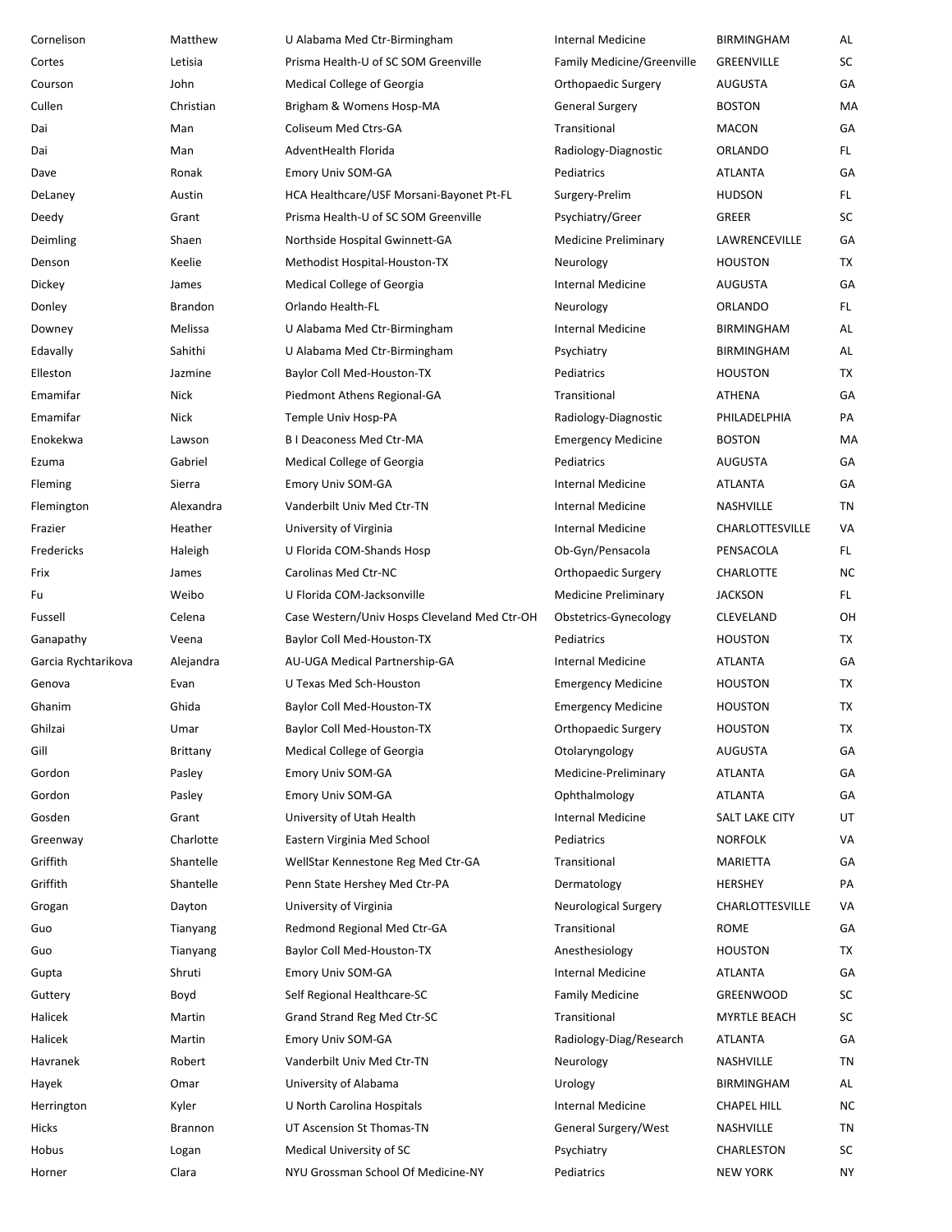| | | | | | |
|---|---|---|---|---|---|
| Cornelison | Matthew | U Alabama Med Ctr-Birmingham | Internal Medicine | BIRMINGHAM | AL |
| Cortes | Letisia | Prisma Health-U of SC SOM Greenville | Family Medicine/Greenville | GREENVILLE | SC |
| Courson | John | Medical College of Georgia | Orthopaedic Surgery | AUGUSTA | GA |
| Cullen | Christian | Brigham & Womens Hosp-MA | General Surgery | BOSTON | MA |
| Dai | Man | Coliseum Med Ctrs-GA | Transitional | MACON | GA |
| Dai | Man | AdventHealth Florida | Radiology-Diagnostic | ORLANDO | FL |
| Dave | Ronak | Emory Univ SOM-GA | Pediatrics | ATLANTA | GA |
| DeLaney | Austin | HCA Healthcare/USF Morsani-Bayonet Pt-FL | Surgery-Prelim | HUDSON | FL |
| Deedy | Grant | Prisma Health-U of SC SOM Greenville | Psychiatry/Greer | GREER | SC |
| Deimling | Shaen | Northside Hospital Gwinnett-GA | Medicine Preliminary | LAWRENCEVILLE | GA |
| Denson | Keelie | Methodist Hospital-Houston-TX | Neurology | HOUSTON | TX |
| Dickey | James | Medical College of Georgia | Internal Medicine | AUGUSTA | GA |
| Donley | Brandon | Orlando Health-FL | Neurology | ORLANDO | FL |
| Downey | Melissa | U Alabama Med Ctr-Birmingham | Internal Medicine | BIRMINGHAM | AL |
| Edavally | Sahithi | U Alabama Med Ctr-Birmingham | Psychiatry | BIRMINGHAM | AL |
| Elleston | Jazmine | Baylor Coll Med-Houston-TX | Pediatrics | HOUSTON | TX |
| Emamifar | Nick | Piedmont Athens Regional-GA | Transitional | ATHENA | GA |
| Emamifar | Nick | Temple Univ Hosp-PA | Radiology-Diagnostic | PHILADELPHIA | PA |
| Enokekwa | Lawson | B I Deaconess Med Ctr-MA | Emergency Medicine | BOSTON | MA |
| Ezuma | Gabriel | Medical College of Georgia | Pediatrics | AUGUSTA | GA |
| Fleming | Sierra | Emory Univ SOM-GA | Internal Medicine | ATLANTA | GA |
| Flemington | Alexandra | Vanderbilt Univ Med Ctr-TN | Internal Medicine | NASHVILLE | TN |
| Frazier | Heather | University of Virginia | Internal Medicine | CHARLOTTESVILLE | VA |
| Fredericks | Haleigh | U Florida COM-Shands Hosp | Ob-Gyn/Pensacola | PENSACOLA | FL |
| Frix | James | Carolinas Med Ctr-NC | Orthopaedic Surgery | CHARLOTTE | NC |
| Fu | Weibo | U Florida COM-Jacksonville | Medicine Preliminary | JACKSON | FL |
| Fussell | Celena | Case Western/Univ Hosps Cleveland Med Ctr-OH | Obstetrics-Gynecology | CLEVELAND | OH |
| Ganapathy | Veena | Baylor Coll Med-Houston-TX | Pediatrics | HOUSTON | TX |
| Garcia Rychtarikova | Alejandra | AU-UGA Medical Partnership-GA | Internal Medicine | ATLANTA | GA |
| Genova | Evan | U Texas Med Sch-Houston | Emergency Medicine | HOUSTON | TX |
| Ghanim | Ghida | Baylor Coll Med-Houston-TX | Emergency Medicine | HOUSTON | TX |
| Ghilzai | Umar | Baylor Coll Med-Houston-TX | Orthopaedic Surgery | HOUSTON | TX |
| Gill | Brittany | Medical College of Georgia | Otolaryngology | AUGUSTA | GA |
| Gordon | Pasley | Emory Univ SOM-GA | Medicine-Preliminary | ATLANTA | GA |
| Gordon | Pasley | Emory Univ SOM-GA | Ophthalmology | ATLANTA | GA |
| Gosden | Grant | University of Utah Health | Internal Medicine | SALT LAKE CITY | UT |
| Greenway | Charlotte | Eastern Virginia Med School | Pediatrics | NORFOLK | VA |
| Griffith | Shantelle | WellStar Kennestone Reg Med Ctr-GA | Transitional | MARIETTA | GA |
| Griffith | Shantelle | Penn State Hershey Med Ctr-PA | Dermatology | HERSHEY | PA |
| Grogan | Dayton | University of Virginia | Neurological Surgery | CHARLOTTESVILLE | VA |
| Guo | Tianyang | Redmond Regional Med Ctr-GA | Transitional | ROME | GA |
| Guo | Tianyang | Baylor Coll Med-Houston-TX | Anesthesiology | HOUSTON | TX |
| Gupta | Shruti | Emory Univ SOM-GA | Internal Medicine | ATLANTA | GA |
| Guttery | Boyd | Self Regional Healthcare-SC | Family Medicine | GREENWOOD | SC |
| Halicek | Martin | Grand Strand Reg Med Ctr-SC | Transitional | MYRTLE BEACH | SC |
| Halicek | Martin | Emory Univ SOM-GA | Radiology-Diag/Research | ATLANTA | GA |
| Havranek | Robert | Vanderbilt Univ Med Ctr-TN | Neurology | NASHVILLE | TN |
| Hayek | Omar | University of Alabama | Urology | BIRMINGHAM | AL |
| Herrington | Kyler | U North Carolina Hospitals | Internal Medicine | CHAPEL HILL | NC |
| Hicks | Brannon | UT Ascension St Thomas-TN | General Surgery/West | NASHVILLE | TN |
| Hobus | Logan | Medical University of SC | Psychiatry | CHARLESTON | SC |
| Horner | Clara | NYU Grossman School Of Medicine-NY | Pediatrics | NEW YORK | NY |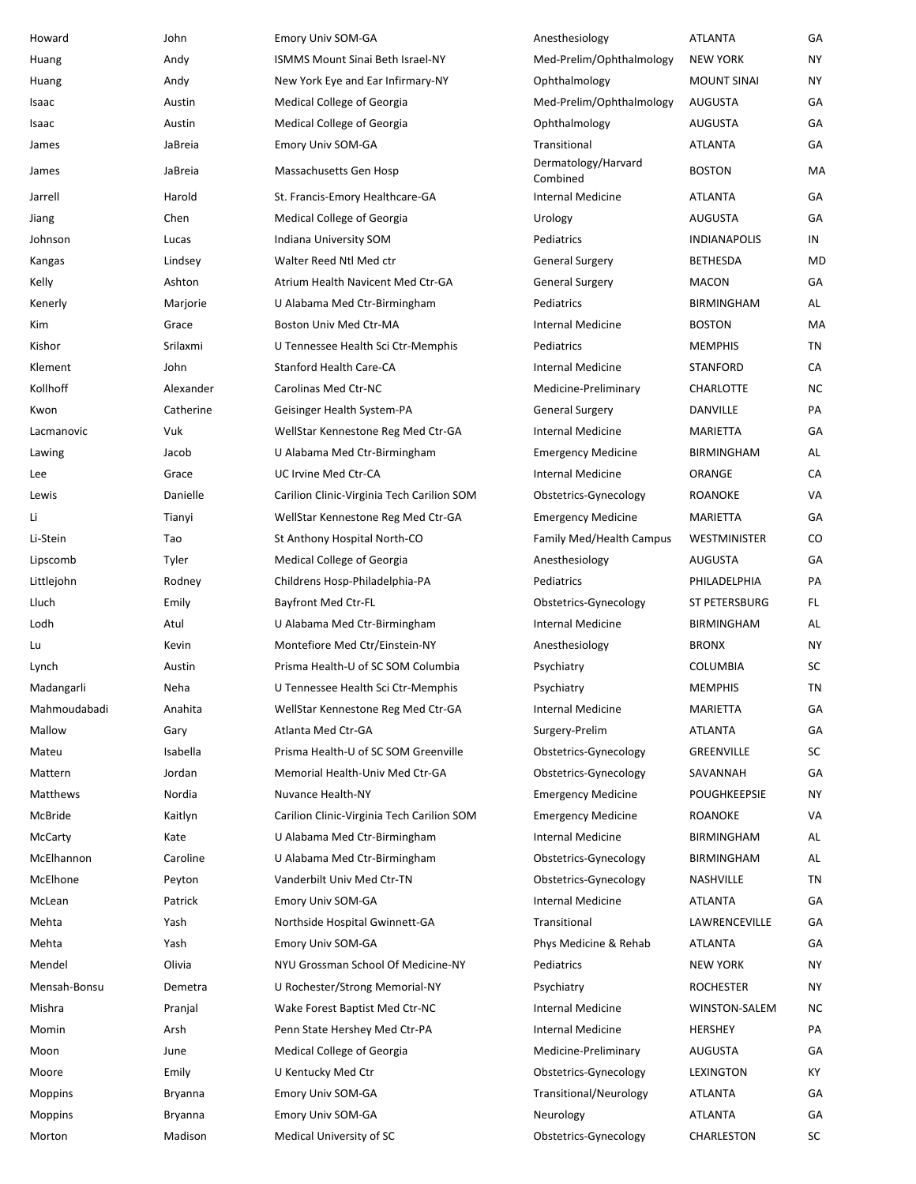| Howard | John | Emory Univ SOM-GA | Anesthesiology | ATLANTA | GA |
|---|---|---|---|---|---|
| Huang | Andy | ISMMS Mount Sinai Beth Israel-NY | Med-Prelim/Ophthalmology | NEW YORK | NY |
| Huang | Andy | New York Eye and Ear Infirmary-NY | Ophthalmology | MOUNT SINAI | NY |
| Isaac | Austin | Medical College of Georgia | Med-Prelim/Ophthalmology | AUGUSTA | GA |
| Isaac | Austin | Medical College of Georgia | Ophthalmology | AUGUSTA | GA |
| James | JaBreia | Emory Univ SOM-GA | Transitional | ATLANTA | GA |
| James | JaBreia | Massachusetts Gen Hosp | Dermatology/Harvard Combined | BOSTON | MA |
| Jarrell | Harold | St. Francis-Emory Healthcare-GA | Internal Medicine | ATLANTA | GA |
| Jiang | Chen | Medical College of Georgia | Urology | AUGUSTA | GA |
| Johnson | Lucas | Indiana University SOM | Pediatrics | INDIANAPOLIS | IN |
| Kangas | Lindsey | Walter Reed Ntl Med ctr | General Surgery | BETHESDA | MD |
| Kelly | Ashton | Atrium Health Navicent Med Ctr-GA | General Surgery | MACON | GA |
| Kenerly | Marjorie | U Alabama Med Ctr-Birmingham | Pediatrics | BIRMINGHAM | AL |
| Kim | Grace | Boston Univ Med Ctr-MA | Internal Medicine | BOSTON | MA |
| Kishor | Srilaxmi | U Tennessee Health Sci Ctr-Memphis | Pediatrics | MEMPHIS | TN |
| Klement | John | Stanford Health Care-CA | Internal Medicine | STANFORD | CA |
| Kollhoff | Alexander | Carolinas Med Ctr-NC | Medicine-Preliminary | CHARLOTTE | NC |
| Kwon | Catherine | Geisinger Health System-PA | General Surgery | DANVILLE | PA |
| Lacmanovic | Vuk | WellStar Kennestone Reg Med Ctr-GA | Internal Medicine | MARIETTA | GA |
| Lawing | Jacob | U Alabama Med Ctr-Birmingham | Emergency Medicine | BIRMINGHAM | AL |
| Lee | Grace | UC Irvine Med Ctr-CA | Internal Medicine | ORANGE | CA |
| Lewis | Danielle | Carilion Clinic-Virginia Tech Carilion SOM | Obstetrics-Gynecology | ROANOKE | VA |
| Li | Tianyi | WellStar Kennestone Reg Med Ctr-GA | Emergency Medicine | MARIETTA | GA |
| Li-Stein | Tao | St Anthony Hospital North-CO | Family Med/Health Campus | WESTMINISTER | CO |
| Lipscomb | Tyler | Medical College of Georgia | Anesthesiology | AUGUSTA | GA |
| Littlejohn | Rodney | Childrens Hosp-Philadelphia-PA | Pediatrics | PHILADELPHIA | PA |
| Lluch | Emily | Bayfront Med Ctr-FL | Obstetrics-Gynecology | ST PETERSBURG | FL |
| Lodh | Atul | U Alabama Med Ctr-Birmingham | Internal Medicine | BIRMINGHAM | AL |
| Lu | Kevin | Montefiore Med Ctr/Einstein-NY | Anesthesiology | BRONX | NY |
| Lynch | Austin | Prisma Health-U of SC SOM Columbia | Psychiatry | COLUMBIA | SC |
| Madangarli | Neha | U Tennessee Health Sci Ctr-Memphis | Psychiatry | MEMPHIS | TN |
| Mahmoudabadi | Anahita | WellStar Kennestone Reg Med Ctr-GA | Internal Medicine | MARIETTA | GA |
| Mallow | Gary | Atlanta Med Ctr-GA | Surgery-Prelim | ATLANTA | GA |
| Mateu | Isabella | Prisma Health-U of SC SOM Greenville | Obstetrics-Gynecology | GREENVILLE | SC |
| Mattern | Jordan | Memorial Health-Univ Med Ctr-GA | Obstetrics-Gynecology | SAVANNAH | GA |
| Matthews | Nordia | Nuvance Health-NY | Emergency Medicine | POUGHKEEPSIE | NY |
| McBride | Kaitlyn | Carilion Clinic-Virginia Tech Carilion SOM | Emergency Medicine | ROANOKE | VA |
| McCarty | Kate | U Alabama Med Ctr-Birmingham | Internal Medicine | BIRMINGHAM | AL |
| McElhannon | Caroline | U Alabama Med Ctr-Birmingham | Obstetrics-Gynecology | BIRMINGHAM | AL |
| McElhone | Peyton | Vanderbilt Univ Med Ctr-TN | Obstetrics-Gynecology | NASHVILLE | TN |
| McLean | Patrick | Emory Univ SOM-GA | Internal Medicine | ATLANTA | GA |
| Mehta | Yash | Northside Hospital Gwinnett-GA | Transitional | LAWRENCEVILLE | GA |
| Mehta | Yash | Emory Univ SOM-GA | Phys Medicine & Rehab | ATLANTA | GA |
| Mendel | Olivia | NYU Grossman School Of Medicine-NY | Pediatrics | NEW YORK | NY |
| Mensah-Bonsu | Demetra | U Rochester/Strong Memorial-NY | Psychiatry | ROCHESTER | NY |
| Mishra | Pranjal | Wake Forest Baptist Med Ctr-NC | Internal Medicine | WINSTON-SALEM | NC |
| Momin | Arsh | Penn State Hershey Med Ctr-PA | Internal Medicine | HERSHEY | PA |
| Moon | June | Medical College of Georgia | Medicine-Preliminary | AUGUSTA | GA |
| Moore | Emily | U Kentucky Med Ctr | Obstetrics-Gynecology | LEXINGTON | KY |
| Moppins | Bryanna | Emory Univ SOM-GA | Transitional/Neurology | ATLANTA | GA |
| Moppins | Bryanna | Emory Univ SOM-GA | Neurology | ATLANTA | GA |
| Morton | Madison | Medical University of SC | Obstetrics-Gynecology | CHARLESTON | SC |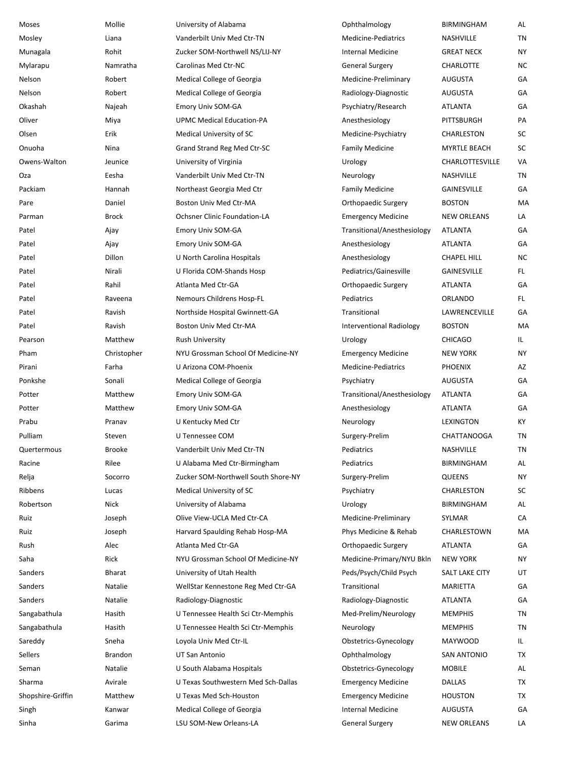| | | | | | |
|---|---|---|---|---|---|
| Moses | Mollie | University of Alabama | Ophthalmology | BIRMINGHAM | AL |
| Mosley | Liana | Vanderbilt Univ Med Ctr-TN | Medicine-Pediatrics | NASHVILLE | TN |
| Munagala | Rohit | Zucker SOM-Northwell NS/LIJ-NY | Internal Medicine | GREAT NECK | NY |
| Mylarapu | Namratha | Carolinas Med Ctr-NC | General Surgery | CHARLOTTE | NC |
| Nelson | Robert | Medical College of Georgia | Medicine-Preliminary | AUGUSTA | GA |
| Nelson | Robert | Medical College of Georgia | Radiology-Diagnostic | AUGUSTA | GA |
| Okashah | Najeah | Emory Univ SOM-GA | Psychiatry/Research | ATLANTA | GA |
| Oliver | Miya | UPMC Medical Education-PA | Anesthesiology | PITTSBURGH | PA |
| Olsen | Erik | Medical University of SC | Medicine-Psychiatry | CHARLESTON | SC |
| Onuoha | Nina | Grand Strand Reg Med Ctr-SC | Family Medicine | MYRTLE BEACH | SC |
| Owens-Walton | Jeunice | University of Virginia | Urology | CHARLOTTESVILLE | VA |
| Oza | Eesha | Vanderbilt Univ Med Ctr-TN | Neurology | NASHVILLE | TN |
| Packiam | Hannah | Northeast Georgia Med Ctr | Family Medicine | GAINESVILLE | GA |
| Pare | Daniel | Boston Univ Med Ctr-MA | Orthopaedic Surgery | BOSTON | MA |
| Parman | Brock | Ochsner Clinic Foundation-LA | Emergency Medicine | NEW ORLEANS | LA |
| Patel | Ajay | Emory Univ SOM-GA | Transitional/Anesthesiology | ATLANTA | GA |
| Patel | Ajay | Emory Univ SOM-GA | Anesthesiology | ATLANTA | GA |
| Patel | Dillon | U North Carolina Hospitals | Anesthesiology | CHAPEL HILL | NC |
| Patel | Nirali | U Florida COM-Shands Hosp | Pediatrics/Gainesville | GAINESVILLE | FL |
| Patel | Rahil | Atlanta Med Ctr-GA | Orthopaedic Surgery | ATLANTA | GA |
| Patel | Raveena | Nemours Childrens Hosp-FL | Pediatrics | ORLANDO | FL |
| Patel | Ravish | Northside Hospital Gwinnett-GA | Transitional | LAWRENCEVILLE | GA |
| Patel | Ravish | Boston Univ Med Ctr-MA | Interventional Radiology | BOSTON | MA |
| Pearson | Matthew | Rush University | Urology | CHICAGO | IL |
| Pham | Christopher | NYU Grossman School Of Medicine-NY | Emergency Medicine | NEW YORK | NY |
| Pirani | Farha | U Arizona COM-Phoenix | Medicine-Pediatrics | PHOENIX | AZ |
| Ponkshe | Sonali | Medical College of Georgia | Psychiatry | AUGUSTA | GA |
| Potter | Matthew | Emory Univ SOM-GA | Transitional/Anesthesiology | ATLANTA | GA |
| Potter | Matthew | Emory Univ SOM-GA | Anesthesiology | ATLANTA | GA |
| Prabu | Pranav | U Kentucky Med Ctr | Neurology | LEXINGTON | KY |
| Pulliam | Steven | U Tennessee COM | Surgery-Prelim | CHATTANOOGA | TN |
| Quertermous | Brooke | Vanderbilt Univ Med Ctr-TN | Pediatrics | NASHVILLE | TN |
| Racine | Rilee | U Alabama Med Ctr-Birmingham | Pediatrics | BIRMINGHAM | AL |
| Relja | Socorro | Zucker SOM-Northwell South Shore-NY | Surgery-Prelim | QUEENS | NY |
| Ribbens | Lucas | Medical University of SC | Psychiatry | CHARLESTON | SC |
| Robertson | Nick | University of Alabama | Urology | BIRMINGHAM | AL |
| Ruiz | Joseph | Olive View-UCLA Med Ctr-CA | Medicine-Preliminary | SYLMAR | CA |
| Ruiz | Joseph | Harvard Spaulding Rehab Hosp-MA | Phys Medicine & Rehab | CHARLESTOWN | MA |
| Rush | Alec | Atlanta Med Ctr-GA | Orthopaedic Surgery | ATLANTA | GA |
| Saha | Rick | NYU Grossman School Of Medicine-NY | Medicine-Primary/NYU Bkln | NEW YORK | NY |
| Sanders | Bharat | University of Utah Health | Peds/Psych/Child Psych | SALT LAKE CITY | UT |
| Sanders | Natalie | WellStar Kennestone Reg Med Ctr-GA | Transitional | MARIETTA | GA |
| Sanders | Natalie | Radiology-Diagnostic | Radiology-Diagnostic | ATLANTA | GA |
| Sangabathula | Hasith | U Tennessee Health Sci Ctr-Memphis | Med-Prelim/Neurology | MEMPHIS | TN |
| Sangabathula | Hasith | U Tennessee Health Sci Ctr-Memphis | Neurology | MEMPHIS | TN |
| Sareddy | Sneha | Loyola Univ Med Ctr-IL | Obstetrics-Gynecology | MAYWOOD | IL |
| Sellers | Brandon | UT San Antonio | Ophthalmology | SAN ANTONIO | TX |
| Seman | Natalie | U South Alabama Hospitals | Obstetrics-Gynecology | MOBILE | AL |
| Sharma | Avirale | U Texas Southwestern Med Sch-Dallas | Emergency Medicine | DALLAS | TX |
| Shopshire-Griffin | Matthew | U Texas Med Sch-Houston | Emergency Medicine | HOUSTON | TX |
| Singh | Kanwar | Medical College of Georgia | Internal Medicine | AUGUSTA | GA |
| Sinha | Garima | LSU SOM-New Orleans-LA | General Surgery | NEW ORLEANS | LA |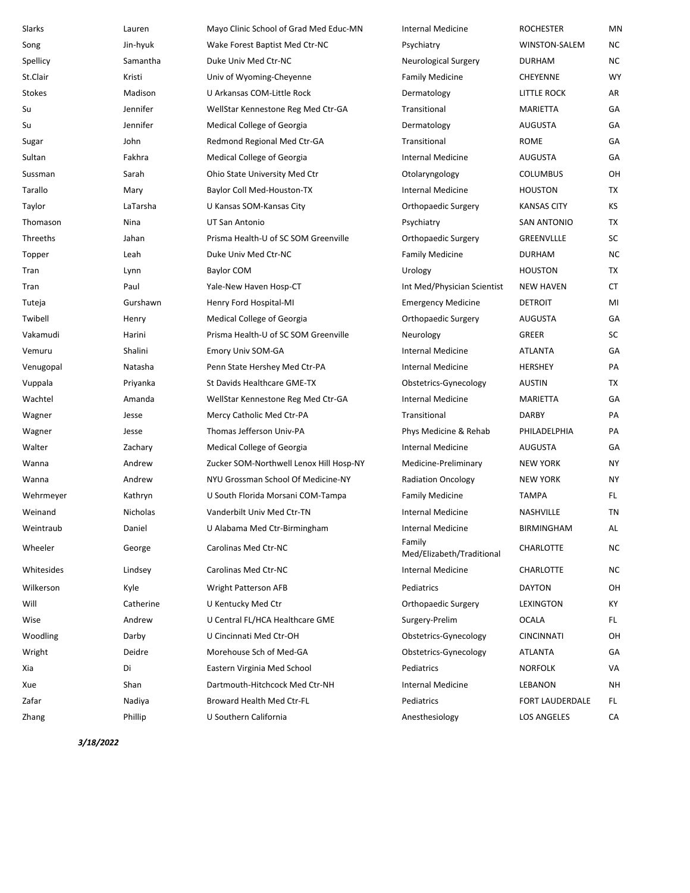| | | | | | |
|---|---|---|---|---|---|
| Slarks | Lauren | Mayo Clinic School of Grad Med Educ-MN | Internal Medicine | ROCHESTER | MN |
| Song | Jin-hyuk | Wake Forest Baptist Med Ctr-NC | Psychiatry | WINSTON-SALEM | NC |
| Spellicy | Samantha | Duke Univ Med Ctr-NC | Neurological Surgery | DURHAM | NC |
| St.Clair | Kristi | Univ of Wyoming-Cheyenne | Family Medicine | CHEYENNE | WY |
| Stokes | Madison | U Arkansas COM-Little Rock | Dermatology | LITTLE ROCK | AR |
| Su | Jennifer | WellStar Kennestone Reg Med Ctr-GA | Transitional | MARIETTA | GA |
| Su | Jennifer | Medical College of Georgia | Dermatology | AUGUSTA | GA |
| Sugar | John | Redmond Regional Med Ctr-GA | Transitional | ROME | GA |
| Sultan | Fakhra | Medical College of Georgia | Internal Medicine | AUGUSTA | GA |
| Sussman | Sarah | Ohio State University Med Ctr | Otolaryngology | COLUMBUS | OH |
| Tarallo | Mary | Baylor Coll Med-Houston-TX | Internal Medicine | HOUSTON | TX |
| Taylor | LaTarsha | U Kansas SOM-Kansas City | Orthopaedic Surgery | KANSAS CITY | KS |
| Thomason | Nina | UT San Antonio | Psychiatry | SAN ANTONIO | TX |
| Threeths | Jahan | Prisma Health-U of SC SOM Greenville | Orthopaedic Surgery | GREENVLLLE | SC |
| Topper | Leah | Duke Univ Med Ctr-NC | Family Medicine | DURHAM | NC |
| Tran | Lynn | Baylor COM | Urology | HOUSTON | TX |
| Tran | Paul | Yale-New Haven Hosp-CT | Int Med/Physician Scientist | NEW HAVEN | CT |
| Tuteja | Gurshawn | Henry Ford Hospital-MI | Emergency Medicine | DETROIT | MI |
| Twibell | Henry | Medical College of Georgia | Orthopaedic Surgery | AUGUSTA | GA |
| Vakamudi | Harini | Prisma Health-U of SC SOM Greenville | Neurology | GREER | SC |
| Vemuru | Shalini | Emory Univ SOM-GA | Internal Medicine | ATLANTA | GA |
| Venugopal | Natasha | Penn State Hershey Med Ctr-PA | Internal Medicine | HERSHEY | PA |
| Vuppala | Priyanka | St Davids Healthcare GME-TX | Obstetrics-Gynecology | AUSTIN | TX |
| Wachtel | Amanda | WellStar Kennestone Reg Med Ctr-GA | Internal Medicine | MARIETTA | GA |
| Wagner | Jesse | Mercy Catholic Med Ctr-PA | Transitional | DARBY | PA |
| Wagner | Jesse | Thomas Jefferson Univ-PA | Phys Medicine & Rehab | PHILADELPHIA | PA |
| Walter | Zachary | Medical College of Georgia | Internal Medicine | AUGUSTA | GA |
| Wanna | Andrew | Zucker SOM-Northwell Lenox Hill Hosp-NY | Medicine-Preliminary | NEW YORK | NY |
| Wanna | Andrew | NYU Grossman School Of Medicine-NY | Radiation Oncology | NEW YORK | NY |
| Wehrmeyer | Kathryn | U South Florida Morsani COM-Tampa | Family Medicine | TAMPA | FL |
| Weinand | Nicholas | Vanderbilt Univ Med Ctr-TN | Internal Medicine | NASHVILLE | TN |
| Weintraub | Daniel | U Alabama Med Ctr-Birmingham | Internal Medicine | BIRMINGHAM | AL |
| Wheeler | George | Carolinas Med Ctr-NC | Family Med/Elizabeth/Traditional | CHARLOTTE | NC |
| Whitesides | Lindsey | Carolinas Med Ctr-NC | Internal Medicine | CHARLOTTE | NC |
| Wilkerson | Kyle | Wright Patterson AFB | Pediatrics | DAYTON | OH |
| Will | Catherine | U Kentucky Med Ctr | Orthopaedic Surgery | LEXINGTON | KY |
| Wise | Andrew | U Central FL/HCA Healthcare GME | Surgery-Prelim | OCALA | FL |
| Woodling | Darby | U Cincinnati Med Ctr-OH | Obstetrics-Gynecology | CINCINNATI | OH |
| Wright | Deidre | Morehouse Sch of Med-GA | Obstetrics-Gynecology | ATLANTA | GA |
| Xia | Di | Eastern Virginia Med School | Pediatrics | NORFOLK | VA |
| Xue | Shan | Dartmouth-Hitchcock Med Ctr-NH | Internal Medicine | LEBANON | NH |
| Zafar | Nadiya | Broward Health Med Ctr-FL | Pediatrics | FORT LAUDERDALE | FL |
| Zhang | Phillip | U Southern California | Anesthesiology | LOS ANGELES | CA |

*3/18/2022*